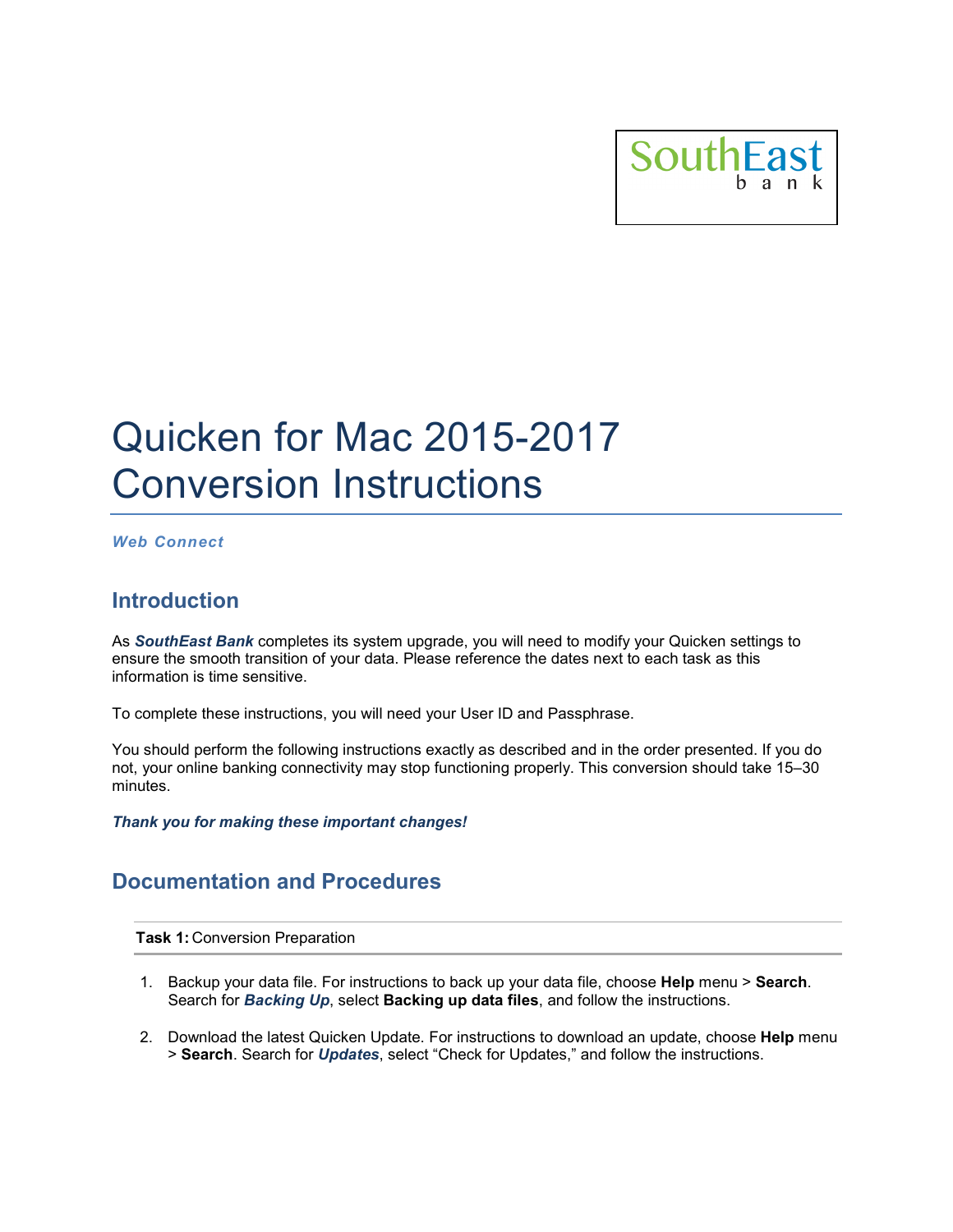SouthEast bank

# Quicken for Mac 2015-2017 Conversion Instructions

***Web Connect***

## Introduction

As ***SouthEast Bank*** completes its system upgrade, you will need to modify your Quicken settings to ensure the smooth transition of your data. Please reference the dates next to each task as this information is time sensitive.

To complete these instructions, you will need your User ID and Passphrase.

You should perform the following instructions exactly as described and in the order presented. If you do not, your online banking connectivity may stop functioning properly. This conversion should take 15–30 minutes.

***Thank you for making these important changes!***

## Documentation and Procedures

**Task 1:** Conversion Preparation

1. Backup your data file. For instructions to back up your data file, choose **Help** menu > **Search**. Search for ***Backing Up***, select **Backing up data files**, and follow the instructions.

2. Download the latest Quicken Update. For instructions to download an update, choose **Help** menu > **Search**. Search for ***Updates***, select "Check for Updates," and follow the instructions.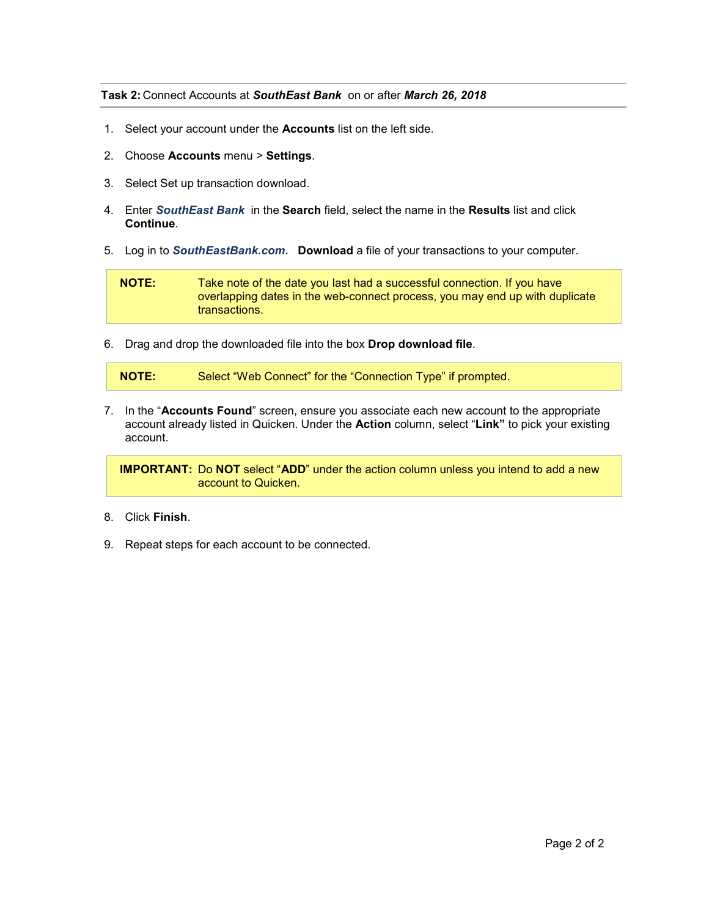**Task 2:** Connect Accounts at ***SouthEast Bank*** on or after ***March 26, 2018***

1. Select your account under the **Accounts** list on the left side.

2. Choose **Accounts** menu > **Settings**.

3. Select Set up transaction download.

4. Enter ***SouthEast Bank*** in the **Search** field, select the name in the **Results** list and click **Continue**.

5. Log in to ***SouthEastBank.com.*** **Download** a file of your transactions to your computer.

> **NOTE:** Take note of the date you last had a successful connection. If you have overlapping dates in the web-connect process, you may end up with duplicate transactions.

6. Drag and drop the downloaded file into the box **Drop download file**.

> **NOTE:** Select “Web Connect” for the “Connection Type” if prompted.

7. In the “**Accounts Found**” screen, ensure you associate each new account to the appropriate account already listed in Quicken. Under the **Action** column, select “**Link”** to pick your existing account.

> **IMPORTANT:** Do **NOT** select “**ADD**” under the action column unless you intend to add a new account to Quicken.

8. Click **Finish**.

9. Repeat steps for each account to be connected.